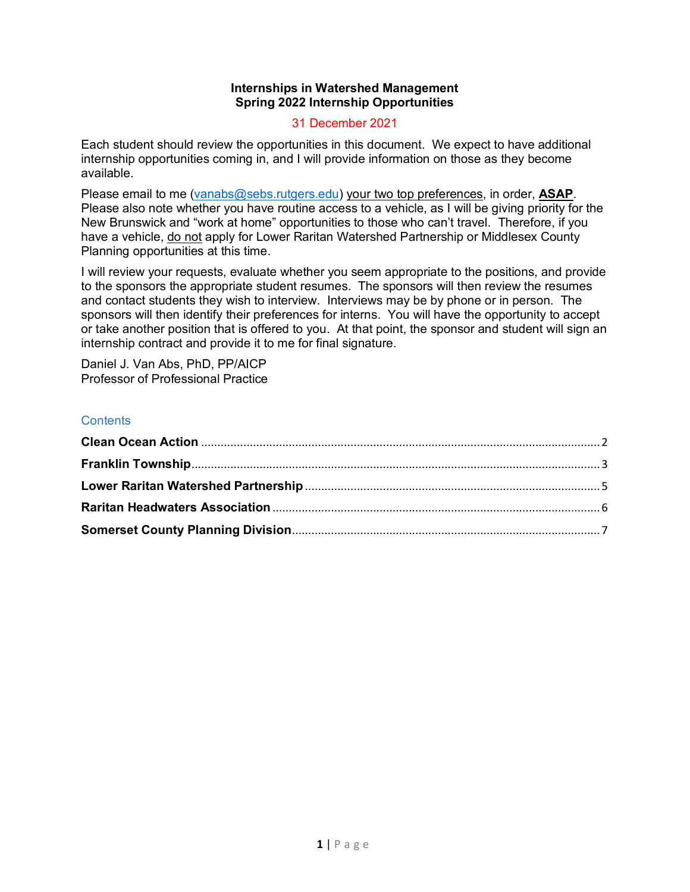**Internships in Watershed Management**
**Spring 2022 Internship Opportunities**

31 December 2021

Each student should review the opportunities in this document. We expect to have additional internship opportunities coming in, and I will provide information on those as they become available.

Please email to me (vanabs@sebs.rutgers.edu) your two top preferences, in order, **ASAP**. Please also note whether you have routine access to a vehicle, as I will be giving priority for the New Brunswick and "work at home" opportunities to those who can't travel. Therefore, if you have a vehicle, do not apply for Lower Raritan Watershed Partnership or Middlesex County Planning opportunities at this time.

I will review your requests, evaluate whether you seem appropriate to the positions, and provide to the sponsors the appropriate student resumes. The sponsors will then review the resumes and contact students they wish to interview. Interviews may be by phone or in person. The sponsors will then identify their preferences for interns. You will have the opportunity to accept or take another position that is offered to you. At that point, the sponsor and student will sign an internship contract and provide it to me for final signature.

Daniel J. Van Abs, PhD, PP/AICP
Professor of Professional Practice

## Contents

**Clean Ocean Action** ........ 2
**Franklin Township** ........ 3
**Lower Raritan Watershed Partnership** ........ 5
**Raritan Headwaters Association** ........ 6
**Somerset County Planning Division** ........ 7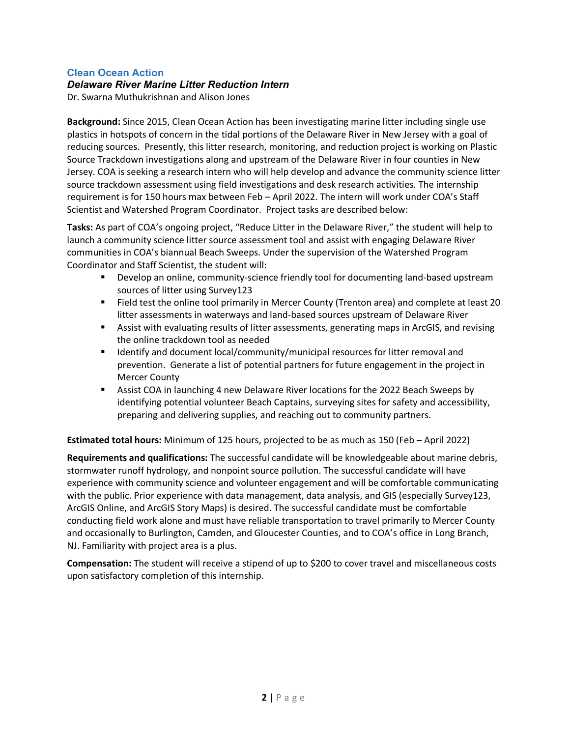## Clean Octean Action

## Clean Ocean Action

### *Delaware River Marine Litter Reduction Intern*

Dr. Swarna Muthukrishnan and Alison Jones

**Background:** Since 2015, Clean Ocean Action has been investigating marine litter including single use plastics in hotspots of concern in the tidal portions of the Delaware River in New Jersey with a goal of reducing sources. Presently, this litter research, monitoring, and reduction project is working on Plastic Source Trackdown investigations along and upstream of the Delaware River in four counties in New Jersey. COA is seeking a research intern who will help develop and advance the community science litter source trackdown assessment using field investigations and desk research activities. The internship requirement is for 150 hours max between Feb – April 2022. The intern will work under COA's Staff Scientist and Watershed Program Coordinator. Project tasks are described below:

**Tasks:** As part of COA's ongoing project, "Reduce Litter in the Delaware River," the student will help to launch a community science litter source assessment tool and assist with engaging Delaware River communities in COA's biannual Beach Sweeps. Under the supervision of the Watershed Program Coordinator and Staff Scientist, the student will:

- Develop an online, community-science friendly tool for documenting land-based upstream sources of litter using Survey123
- Field test the online tool primarily in Mercer County (Trenton area) and complete at least 20 litter assessments in waterways and land-based sources upstream of Delaware River
- Assist with evaluating results of litter assessments, generating maps in ArcGIS, and revising the online trackdown tool as needed
- Identify and document local/community/municipal resources for litter removal and prevention. Generate a list of potential partners for future engagement in the project in Mercer County
- Assist COA in launching 4 new Delaware River locations for the 2022 Beach Sweeps by identifying potential volunteer Beach Captains, surveying sites for safety and accessibility, preparing and delivering supplies, and reaching out to community partners.

**Estimated total hours:** Minimum of 125 hours, projected to be as much as 150 (Feb – April 2022)

**Requirements and qualifications:** The successful candidate will be knowledgeable about marine debris, stormwater runoff hydrology, and nonpoint source pollution. The successful candidate will have experience with community science and volunteer engagement and will be comfortable communicating with the public. Prior experience with data management, data analysis, and GIS (especially Survey123, ArcGIS Online, and ArcGIS Story Maps) is desired. The successful candidate must be comfortable conducting field work alone and must have reliable transportation to travel primarily to Mercer County and occasionally to Burlington, Camden, and Gloucester Counties, and to COA's office in Long Branch, NJ. Familiarity with project area is a plus.

**Compensation:** The student will receive a stipend of up to $200 to cover travel and miscellaneous costs upon satisfactory completion of this internship.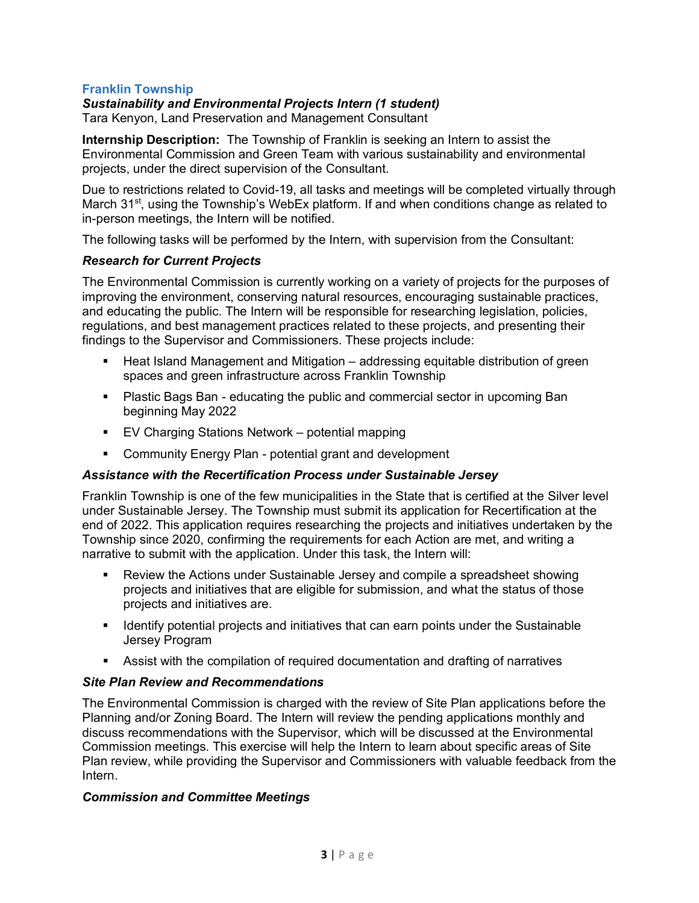## Franklin Township

***Sustainability and Environmental Projects Intern (1 student)***
Tara Kenyon, Land Preservation and Management Consultant

**Internship Description:** The Township of Franklin is seeking an Intern to assist the Environmental Commission and Green Team with various sustainability and environmental projects, under the direct supervision of the Consultant.

Due to restrictions related to Covid-19, all tasks and meetings will be completed virtually through March 31st, using the Township's WebEx platform. If and when conditions change as related to in-person meetings, the Intern will be notified.

The following tasks will be performed by the Intern, with supervision from the Consultant:

### *Research for Current Projects*

The Environmental Commission is currently working on a variety of projects for the purposes of improving the environment, conserving natural resources, encouraging sustainable practices, and educating the public. The Intern will be responsible for researching legislation, policies, regulations, and best management practices related to these projects, and presenting their findings to the Supervisor and Commissioners. These projects include:

- Heat Island Management and Mitigation – addressing equitable distribution of green spaces and green infrastructure across Franklin Township
- Plastic Bags Ban - educating the public and commercial sector in upcoming Ban beginning May 2022
- EV Charging Stations Network – potential mapping
- Community Energy Plan - potential grant and development

### *Assistance with the Recertification Process under Sustainable Jersey*

Franklin Township is one of the few municipalities in the State that is certified at the Silver level under Sustainable Jersey. The Township must submit its application for Recertification at the end of 2022. This application requires researching the projects and initiatives undertaken by the Township since 2020, confirming the requirements for each Action are met, and writing a narrative to submit with the application. Under this task, the Intern will:

- Review the Actions under Sustainable Jersey and compile a spreadsheet showing projects and initiatives that are eligible for submission, and what the status of those projects and initiatives are.
- Identify potential projects and initiatives that can earn points under the Sustainable Jersey Program
- Assist with the compilation of required documentation and drafting of narratives

### *Site Plan Review and Recommendations*

The Environmental Commission is charged with the review of Site Plan applications before the Planning and/or Zoning Board. The Intern will review the pending applications monthly and discuss recommendations with the Supervisor, which will be discussed at the Environmental Commission meetings. This exercise will help the Intern to learn about specific areas of Site Plan review, while providing the Supervisor and Commissioners with valuable feedback from the Intern.

### *Commission and Committee Meetings*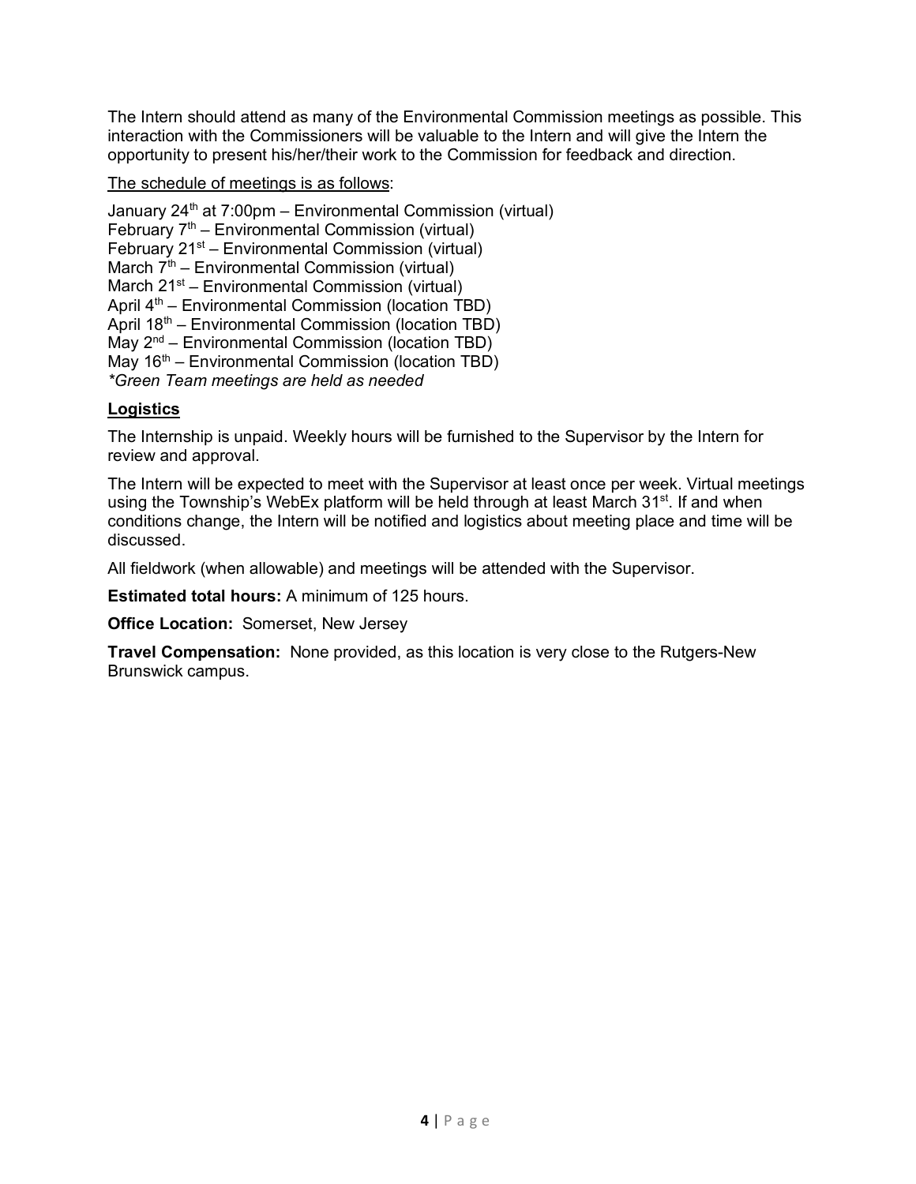The Intern should attend as many of the Environmental Commission meetings as possible. This interaction with the Commissioners will be valuable to the Intern and will give the Intern the opportunity to present his/her/their work to the Commission for feedback and direction.

The schedule of meetings is as follows:

January 24th at 7:00pm – Environmental Commission (virtual)
February 7th – Environmental Commission (virtual)
February 21st – Environmental Commission (virtual)
March 7th – Environmental Commission (virtual)
March 21st – Environmental Commission (virtual)
April 4th – Environmental Commission (location TBD)
April 18th – Environmental Commission (location TBD)
May 2nd – Environmental Commission (location TBD)
May 16th – Environmental Commission (location TBD)
*\*Green Team meetings are held as needed*

## Logistics

The Internship is unpaid. Weekly hours will be furnished to the Supervisor by the Intern for review and approval.

The Intern will be expected to meet with the Supervisor at least once per week. Virtual meetings using the Township's WebEx platform will be held through at least March 31st. If and when conditions change, the Intern will be notified and logistics about meeting place and time will be discussed.

All fieldwork (when allowable) and meetings will be attended with the Supervisor.

**Estimated total hours:** A minimum of 125 hours.

**Office Location:** Somerset, New Jersey

**Travel Compensation:** None provided, as this location is very close to the Rutgers-New Brunswick campus.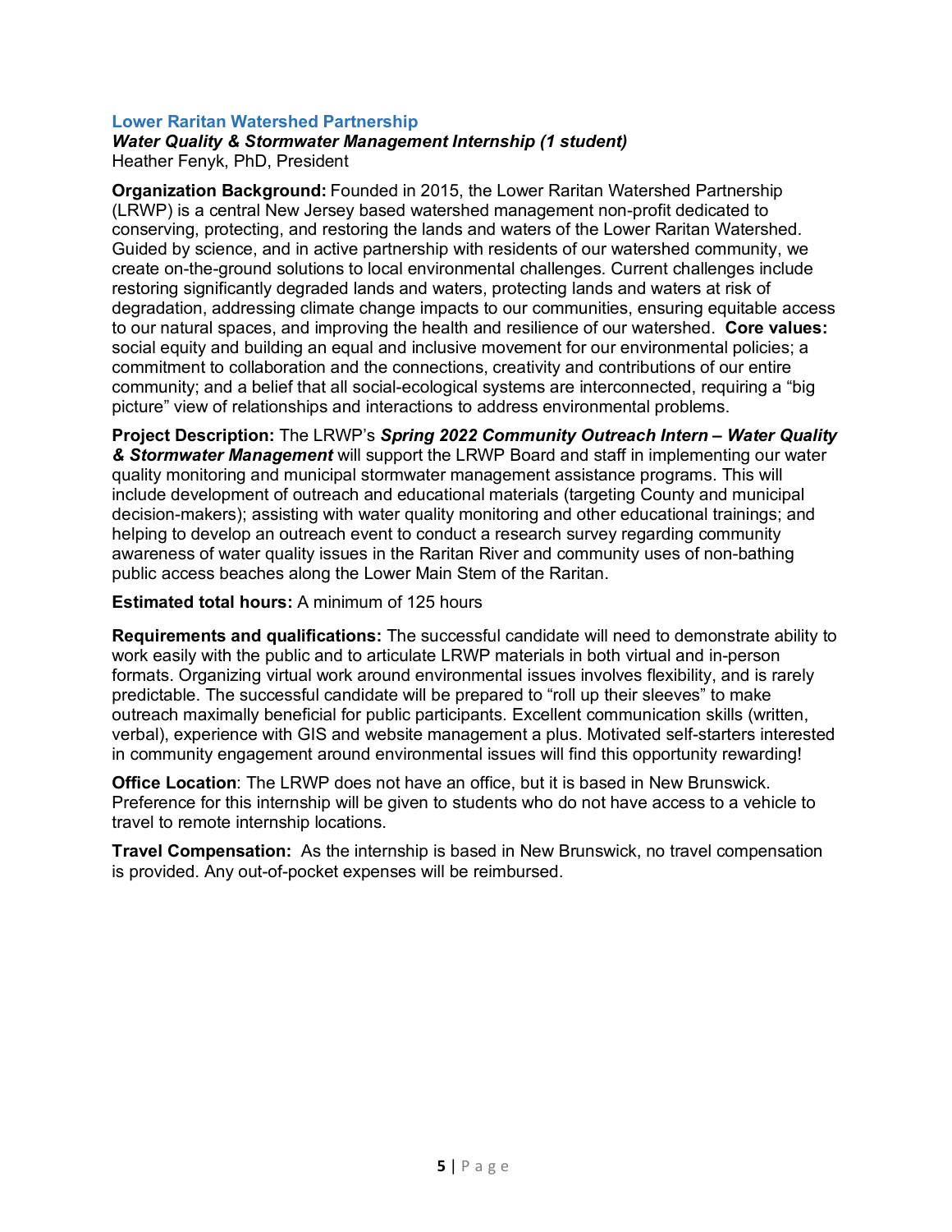### Lower Raritan Watershed Partnership

***Water Quality & Stormwater Management Internship (1 student)***
Heather Fenyk, PhD, President

**Organization Background:** Founded in 2015, the Lower Raritan Watershed Partnership (LRWP) is a central New Jersey based watershed management non-profit dedicated to conserving, protecting, and restoring the lands and waters of the Lower Raritan Watershed. Guided by science, and in active partnership with residents of our watershed community, we create on-the-ground solutions to local environmental challenges. Current challenges include restoring significantly degraded lands and waters, protecting lands and waters at risk of degradation, addressing climate change impacts to our communities, ensuring equitable access to our natural spaces, and improving the health and resilience of our watershed. **Core values:** social equity and building an equal and inclusive movement for our environmental policies; a commitment to collaboration and the connections, creativity and contributions of our entire community; and a belief that all social-ecological systems are interconnected, requiring a "big picture" view of relationships and interactions to address environmental problems.

**Project Description:** The LRWP's ***Spring 2022 Community Outreach Intern – Water Quality & Stormwater Management*** will support the LRWP Board and staff in implementing our water quality monitoring and municipal stormwater management assistance programs. This will include development of outreach and educational materials (targeting County and municipal decision-makers); assisting with water quality monitoring and other educational trainings; and helping to develop an outreach event to conduct a research survey regarding community awareness of water quality issues in the Raritan River and community uses of non-bathing public access beaches along the Lower Main Stem of the Raritan.

**Estimated total hours:** A minimum of 125 hours

**Requirements and qualifications:** The successful candidate will need to demonstrate ability to work easily with the public and to articulate LRWP materials in both virtual and in-person formats. Organizing virtual work around environmental issues involves flexibility, and is rarely predictable. The successful candidate will be prepared to "roll up their sleeves" to make outreach maximally beneficial for public participants. Excellent communication skills (written, verbal), experience with GIS and website management a plus. Motivated self-starters interested in community engagement around environmental issues will find this opportunity rewarding!

**Office Location**: The LRWP does not have an office, but it is based in New Brunswick. Preference for this internship will be given to students who do not have access to a vehicle to travel to remote internship locations.

**Travel Compensation:** As the internship is based in New Brunswick, no travel compensation is provided. Any out-of-pocket expenses will be reimbursed.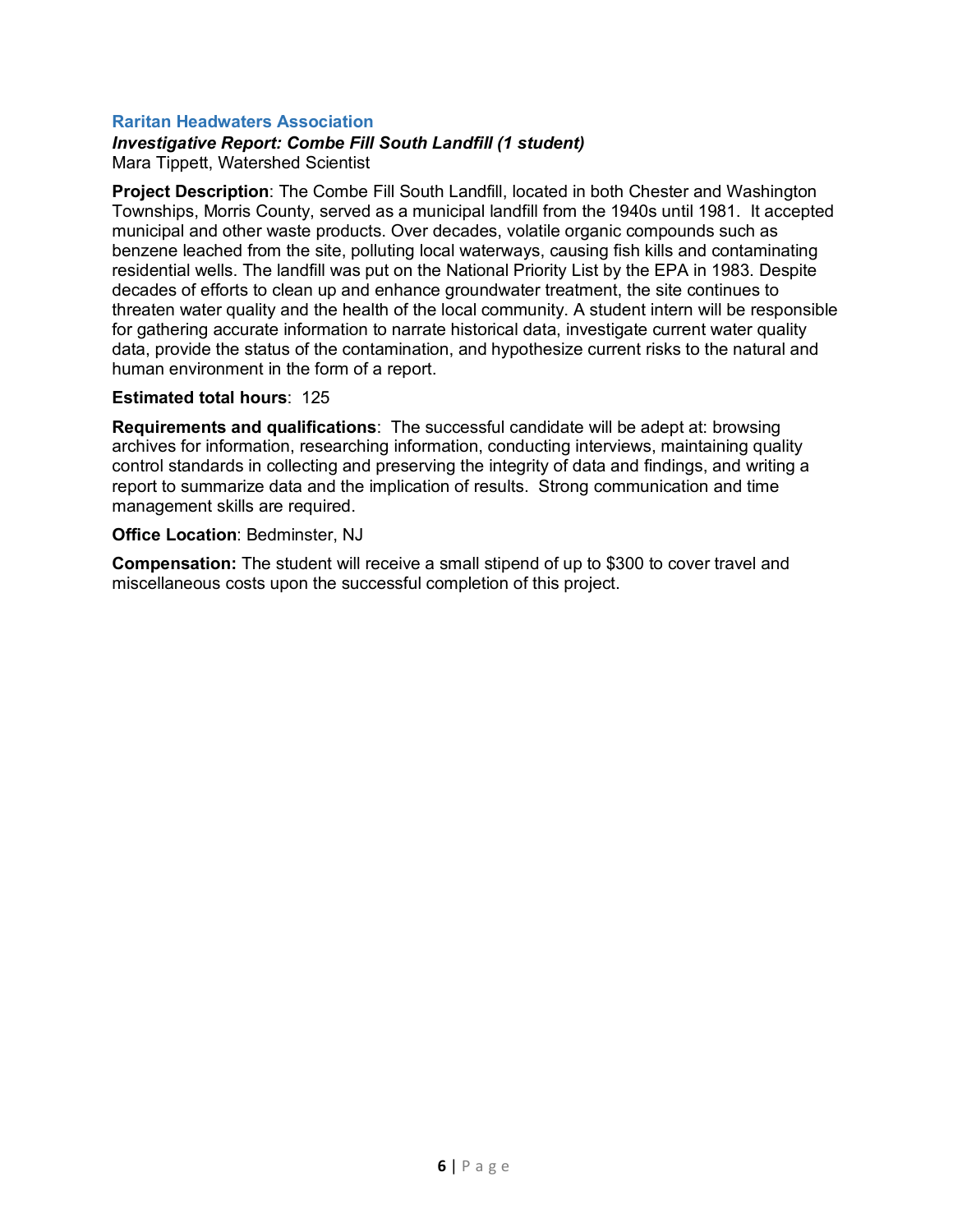## Raritan Headwaters Association

***Investigative Report: Combe Fill South Landfill (1 student)***

Mara Tippett, Watershed Scientist

**Project Description**: The Combe Fill South Landfill, located in both Chester and Washington Townships, Morris County, served as a municipal landfill from the 1940s until 1981. It accepted municipal and other waste products. Over decades, volatile organic compounds such as benzene leached from the site, polluting local waterways, causing fish kills and contaminating residential wells. The landfill was put on the National Priority List by the EPA in 1983. Despite decades of efforts to clean up and enhance groundwater treatment, the site continues to threaten water quality and the health of the local community. A student intern will be responsible for gathering accurate information to narrate historical data, investigate current water quality data, provide the status of the contamination, and hypothesize current risks to the natural and human environment in the form of a report.

**Estimated total hours**: 125

**Requirements and qualifications**: The successful candidate will be adept at: browsing archives for information, researching information, conducting interviews, maintaining quality control standards in collecting and preserving the integrity of data and findings, and writing a report to summarize data and the implication of results. Strong communication and time management skills are required.

**Office Location**: Bedminster, NJ

**Compensation:** The student will receive a small stipend of up to $300 to cover travel and miscellaneous costs upon the successful completion of this project.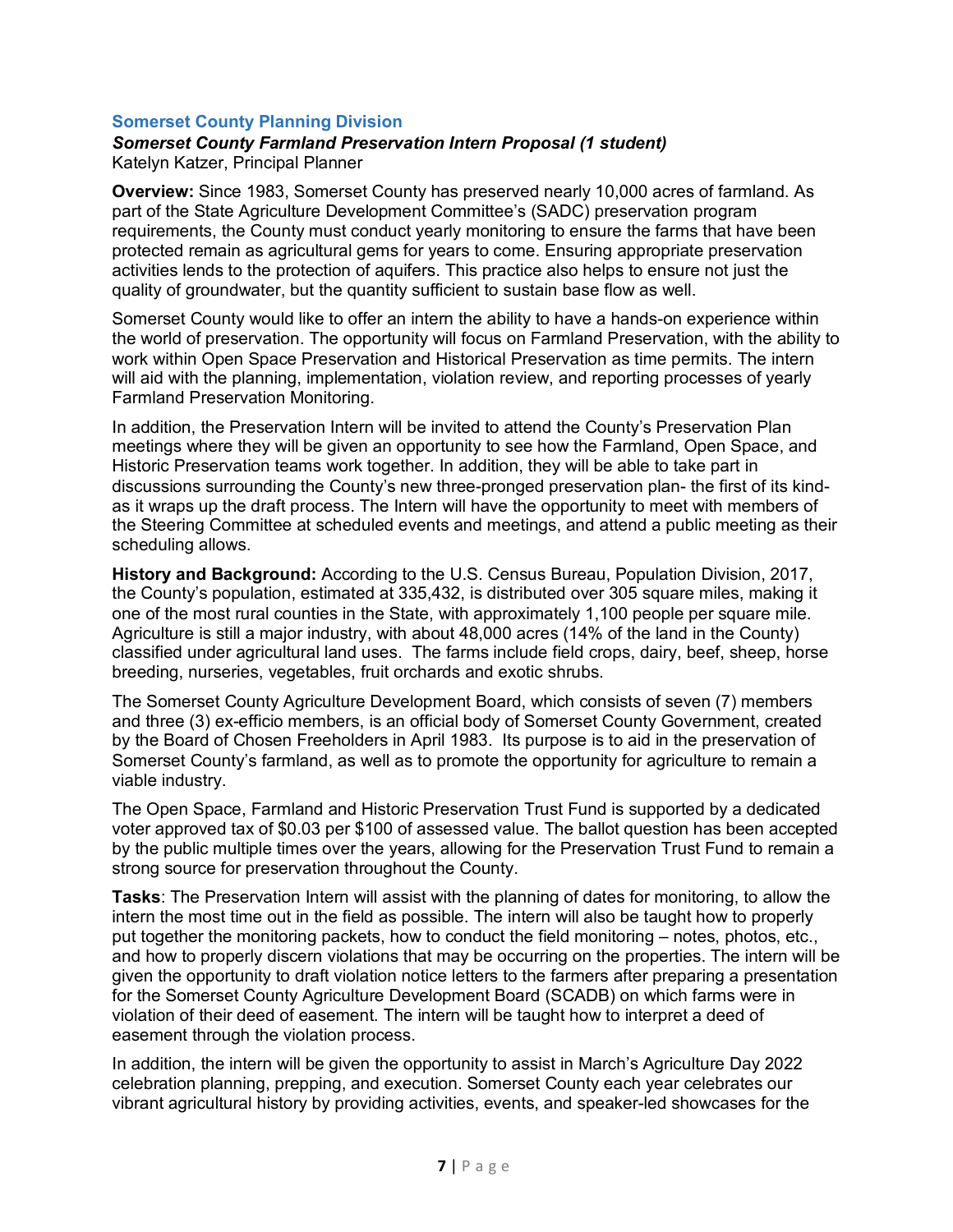### Somerset County Planning Division

***Somerset County Farmland Preservation Intern Proposal (1 student)***
Katelyn Katzer, Principal Planner

**Overview:** Since 1983, Somerset County has preserved nearly 10,000 acres of farmland. As part of the State Agriculture Development Committee's (SADC) preservation program requirements, the County must conduct yearly monitoring to ensure the farms that have been protected remain as agricultural gems for years to come. Ensuring appropriate preservation activities lends to the protection of aquifers. This practice also helps to ensure not just the quality of groundwater, but the quantity sufficient to sustain base flow as well.

Somerset County would like to offer an intern the ability to have a hands-on experience within the world of preservation. The opportunity will focus on Farmland Preservation, with the ability to work within Open Space Preservation and Historical Preservation as time permits. The intern will aid with the planning, implementation, violation review, and reporting processes of yearly Farmland Preservation Monitoring.

In addition, the Preservation Intern will be invited to attend the County's Preservation Plan meetings where they will be given an opportunity to see how the Farmland, Open Space, and Historic Preservation teams work together. In addition, they will be able to take part in discussions surrounding the County's new three-pronged preservation plan- the first of its kind- as it wraps up the draft process. The Intern will have the opportunity to meet with members of the Steering Committee at scheduled events and meetings, and attend a public meeting as their scheduling allows.

**History and Background:** According to the U.S. Census Bureau, Population Division, 2017, the County's population, estimated at 335,432, is distributed over 305 square miles, making it one of the most rural counties in the State, with approximately 1,100 people per square mile. Agriculture is still a major industry, with about 48,000 acres (14% of the land in the County) classified under agricultural land uses. The farms include field crops, dairy, beef, sheep, horse breeding, nurseries, vegetables, fruit orchards and exotic shrubs.

The Somerset County Agriculture Development Board, which consists of seven (7) members and three (3) ex-efficio members, is an official body of Somerset County Government, created by the Board of Chosen Freeholders in April 1983. Its purpose is to aid in the preservation of Somerset County's farmland, as well as to promote the opportunity for agriculture to remain a viable industry.

The Open Space, Farmland and Historic Preservation Trust Fund is supported by a dedicated voter approved tax of $0.03 per $100 of assessed value. The ballot question has been accepted by the public multiple times over the years, allowing for the Preservation Trust Fund to remain a strong source for preservation throughout the County.

**Tasks**: The Preservation Intern will assist with the planning of dates for monitoring, to allow the intern the most time out in the field as possible. The intern will also be taught how to properly put together the monitoring packets, how to conduct the field monitoring – notes, photos, etc., and how to properly discern violations that may be occurring on the properties. The intern will be given the opportunity to draft violation notice letters to the farmers after preparing a presentation for the Somerset County Agriculture Development Board (SCADB) on which farms were in violation of their deed of easement. The intern will be taught how to interpret a deed of easement through the violation process.

In addition, the intern will be given the opportunity to assist in March's Agriculture Day 2022 celebration planning, prepping, and execution. Somerset County each year celebrates our vibrant agricultural history by providing activities, events, and speaker-led showcases for the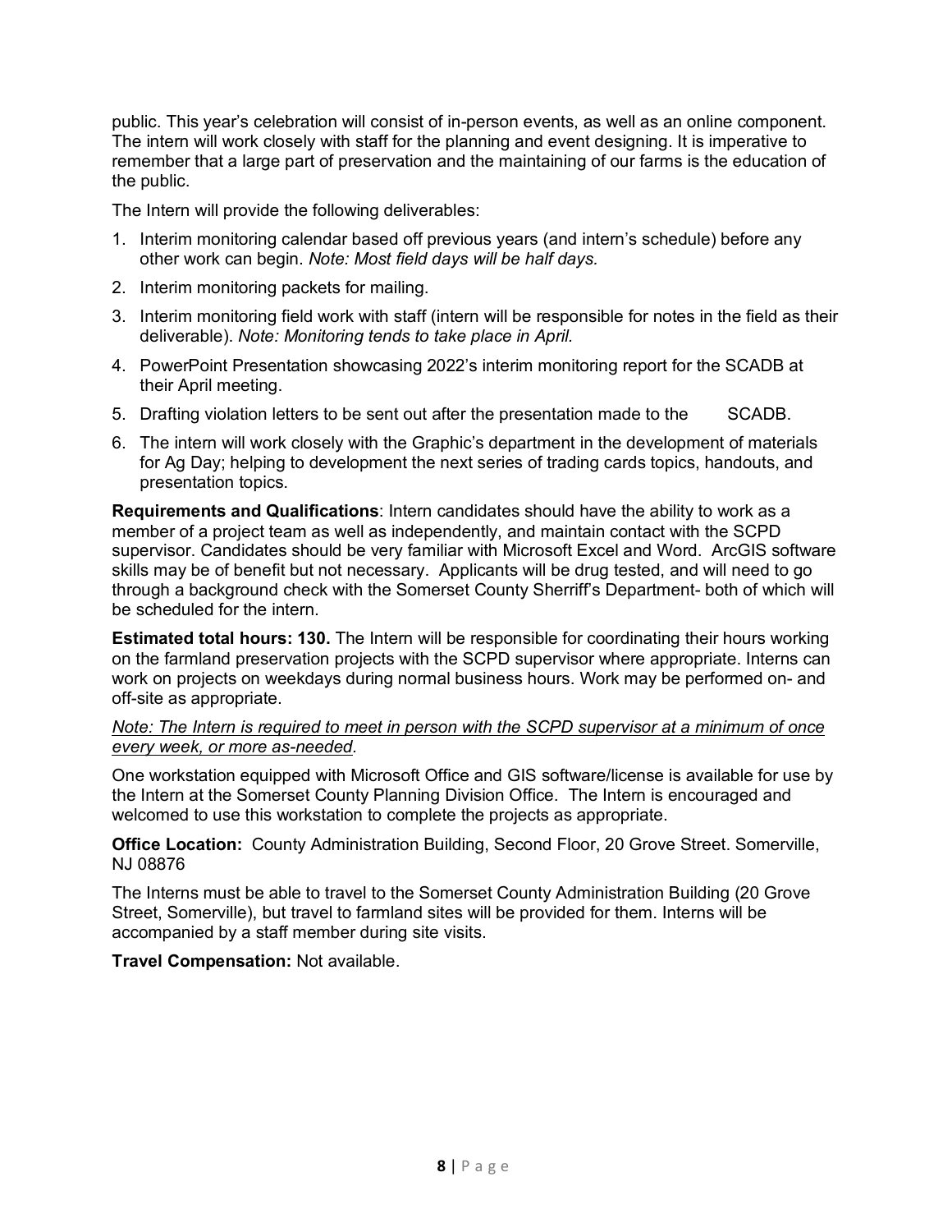public. This year's celebration will consist of in-person events, as well as an online component. The intern will work closely with staff for the planning and event designing. It is imperative to remember that a large part of preservation and the maintaining of our farms is the education of the public.

The Intern will provide the following deliverables:

1. Interim monitoring calendar based off previous years (and intern's schedule) before any other work can begin. *Note: Most field days will be half days.*
2. Interim monitoring packets for mailing.
3. Interim monitoring field work with staff (intern will be responsible for notes in the field as their deliverable). *Note: Monitoring tends to take place in April.*
4. PowerPoint Presentation showcasing 2022's interim monitoring report for the SCADB at their April meeting.
5. Drafting violation letters to be sent out after the presentation made to the SCADB.
6. The intern will work closely with the Graphic's department in the development of materials for Ag Day; helping to development the next series of trading cards topics, handouts, and presentation topics.

**Requirements and Qualifications**: Intern candidates should have the ability to work as a member of a project team as well as independently, and maintain contact with the SCPD supervisor. Candidates should be very familiar with Microsoft Excel and Word. ArcGIS software skills may be of benefit but not necessary. Applicants will be drug tested, and will need to go through a background check with the Somerset County Sherriff's Department- both of which will be scheduled for the intern.

**Estimated total hours: 130.** The Intern will be responsible for coordinating their hours working on the farmland preservation projects with the SCPD supervisor where appropriate. Interns can work on projects on weekdays during normal business hours. Work may be performed on- and off-site as appropriate.

*Note: The Intern is required to meet in person with the SCPD supervisor at a minimum of once every week, or more as-needed.*

One workstation equipped with Microsoft Office and GIS software/license is available for use by the Intern at the Somerset County Planning Division Office. The Intern is encouraged and welcomed to use this workstation to complete the projects as appropriate.

**Office Location:** County Administration Building, Second Floor, 20 Grove Street. Somerville, NJ 08876

The Interns must be able to travel to the Somerset County Administration Building (20 Grove Street, Somerville), but travel to farmland sites will be provided for them. Interns will be accompanied by a staff member during site visits.

**Travel Compensation:** Not available.